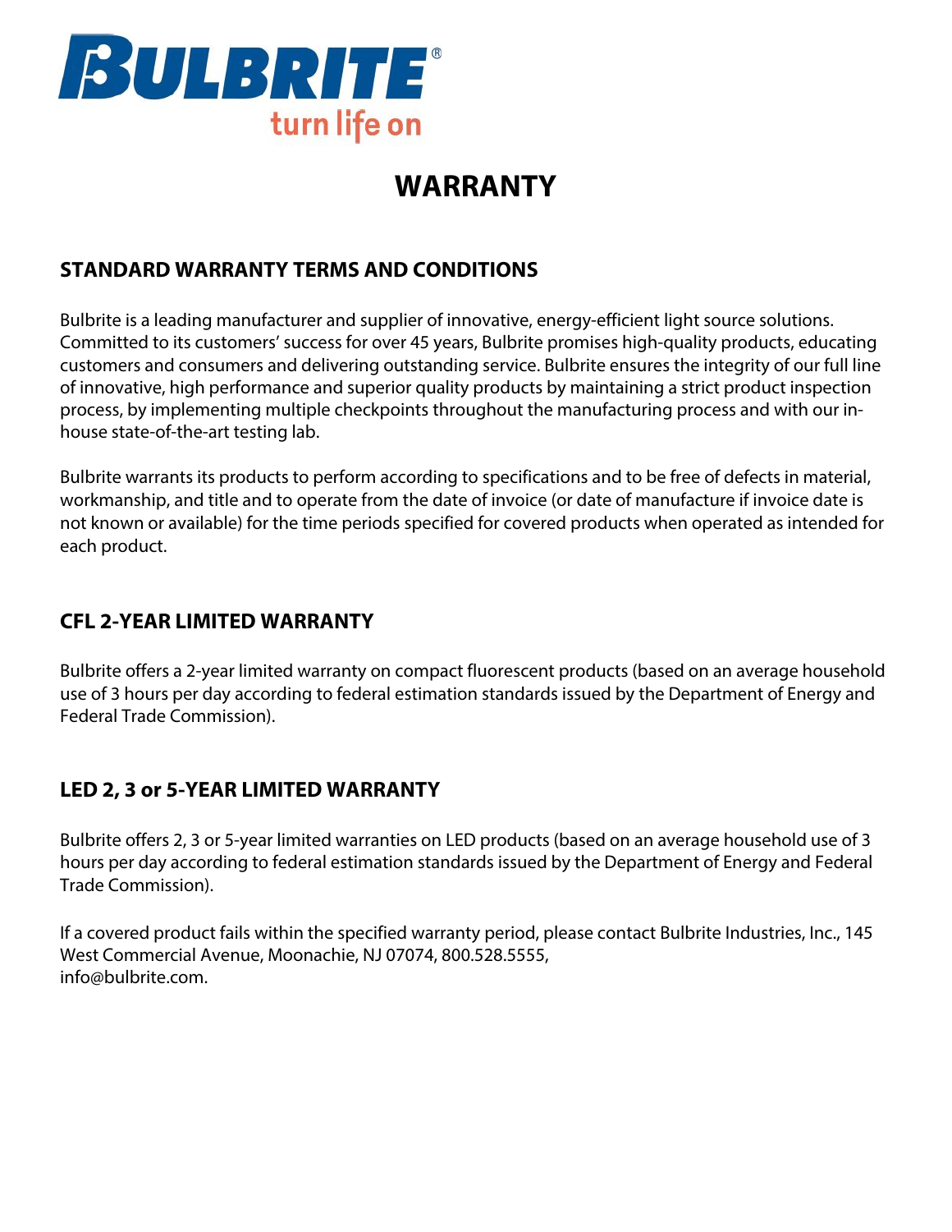BULBRITE®
turn life on

# WARRANTY

## STANDARD WARRANTY TERMS AND CONDITIONS

Bulbrite is a leading manufacturer and supplier of innovative, energy-efficient light source solutions. Committed to its customers' success for over 45 years, Bulbrite promises high-quality products, educating customers and consumers and delivering outstanding service. Bulbrite ensures the integrity of our full line of innovative, high performance and superior quality products by maintaining a strict product inspection process, by implementing multiple checkpoints throughout the manufacturing process and with our in-house state-of-the-art testing lab.

Bulbrite warrants its products to perform according to specifications and to be free of defects in material, workmanship, and title and to operate from the date of invoice (or date of manufacture if invoice date is not known or available) for the time periods specified for covered products when operated as intended for each product.

## CFL 2-YEAR LIMITED WARRANTY

Bulbrite offers a 2-year limited warranty on compact fluorescent products (based on an average household use of 3 hours per day according to federal estimation standards issued by the Department of Energy and Federal Trade Commission).

## LED 2, 3 or 5-YEAR LIMITED WARRANTY

Bulbrite offers 2, 3 or 5-year limited warranties on LED products (based on an average household use of 3 hours per day according to federal estimation standards issued by the Department of Energy and Federal Trade Commission).

If a covered product fails within the specified warranty period, please contact Bulbrite Industries, Inc., 145 West Commercial Avenue, Moonachie, NJ 07074, 800.528.5555,
info@bulbrite.com.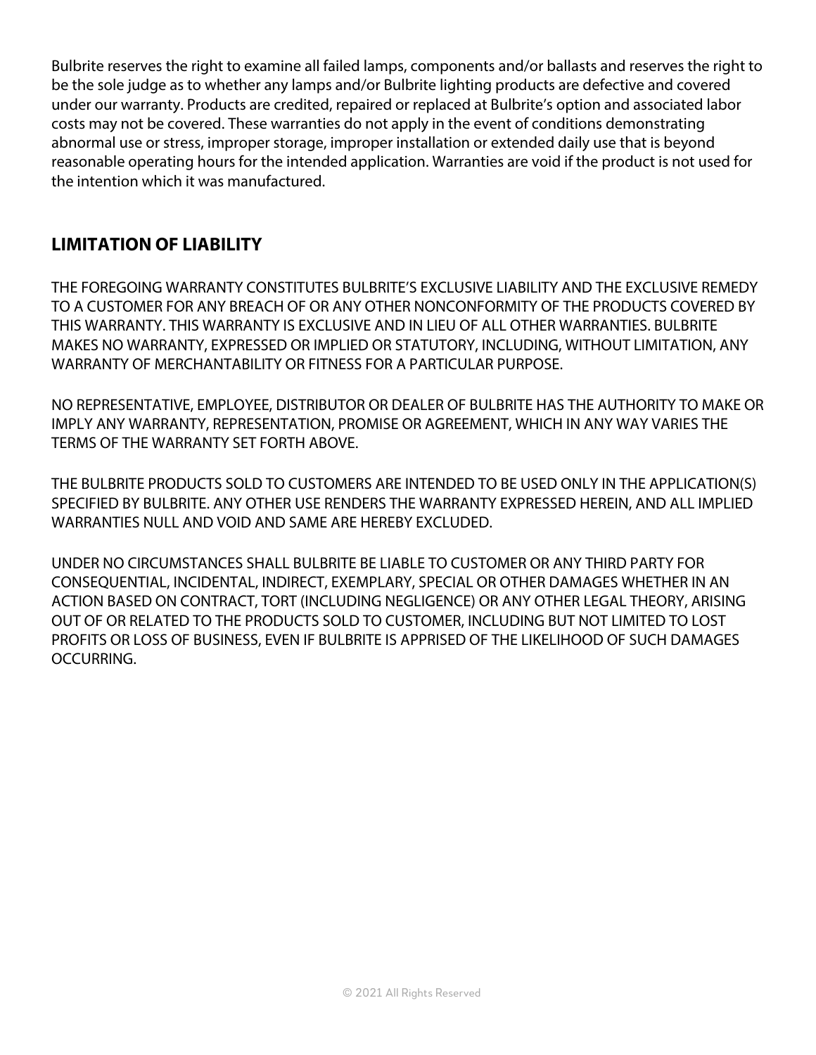Bulbrite reserves the right to examine all failed lamps, components and/or ballasts and reserves the right to be the sole judge as to whether any lamps and/or Bulbrite lighting products are defective and covered under our warranty. Products are credited, repaired or replaced at Bulbrite's option and associated labor costs may not be covered. These warranties do not apply in the event of conditions demonstrating abnormal use or stress, improper storage, improper installation or extended daily use that is beyond reasonable operating hours for the intended application. Warranties are void if the product is not used for the intention which it was manufactured.

## LIMITATION OF LIABILITY

THE FOREGOING WARRANTY CONSTITUTES BULBRITE'S EXCLUSIVE LIABILITY AND THE EXCLUSIVE REMEDY TO A CUSTOMER FOR ANY BREACH OF OR ANY OTHER NONCONFORMITY OF THE PRODUCTS COVERED BY THIS WARRANTY. THIS WARRANTY IS EXCLUSIVE AND IN LIEU OF ALL OTHER WARRANTIES. BULBRITE MAKES NO WARRANTY, EXPRESSED OR IMPLIED OR STATUTORY, INCLUDING, WITHOUT LIMITATION, ANY WARRANTY OF MERCHANTABILITY OR FITNESS FOR A PARTICULAR PURPOSE.

NO REPRESENTATIVE, EMPLOYEE, DISTRIBUTOR OR DEALER OF BULBRITE HAS THE AUTHORITY TO MAKE OR IMPLY ANY WARRANTY, REPRESENTATION, PROMISE OR AGREEMENT, WHICH IN ANY WAY VARIES THE TERMS OF THE WARRANTY SET FORTH ABOVE.

THE BULBRITE PRODUCTS SOLD TO CUSTOMERS ARE INTENDED TO BE USED ONLY IN THE APPLICATION(S) SPECIFIED BY BULBRITE. ANY OTHER USE RENDERS THE WARRANTY EXPRESSED HEREIN, AND ALL IMPLIED WARRANTIES NULL AND VOID AND SAME ARE HEREBY EXCLUDED.

UNDER NO CIRCUMSTANCES SHALL BULBRITE BE LIABLE TO CUSTOMER OR ANY THIRD PARTY FOR CONSEQUENTIAL, INCIDENTAL, INDIRECT, EXEMPLARY, SPECIAL OR OTHER DAMAGES WHETHER IN AN ACTION BASED ON CONTRACT, TORT (INCLUDING NEGLIGENCE) OR ANY OTHER LEGAL THEORY, ARISING OUT OF OR RELATED TO THE PRODUCTS SOLD TO CUSTOMER, INCLUDING BUT NOT LIMITED TO LOST PROFITS OR LOSS OF BUSINESS, EVEN IF BULBRITE IS APPRISED OF THE LIKELIHOOD OF SUCH DAMAGES OCCURRING.

© 2021 All Rights Reserved